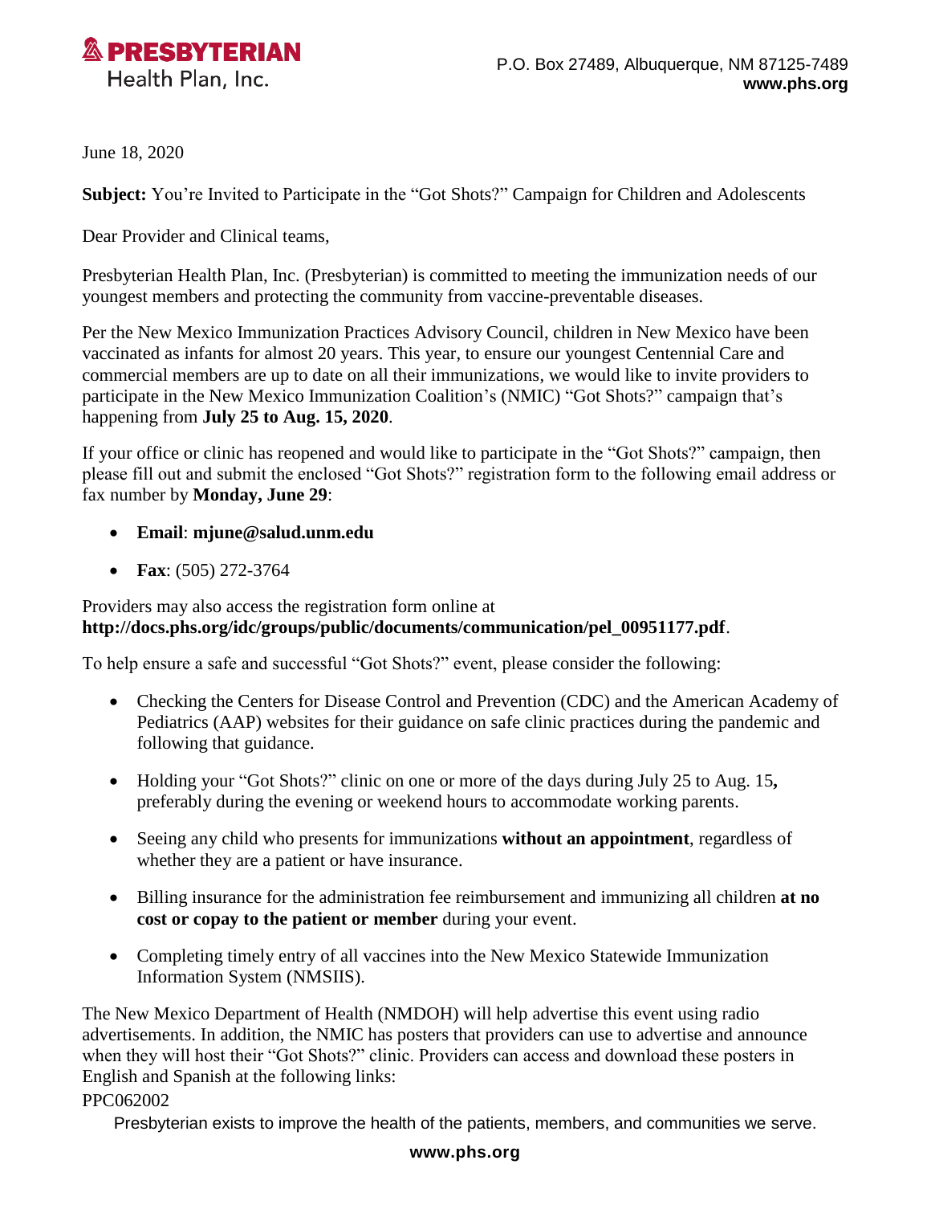**PRESBYTERIAN**
Health Plan, Inc.

P.O. Box 27489, Albuquerque, NM 87125-7489
**www.phs.org**

June 18, 2020

**Subject:** You're Invited to Participate in the "Got Shots?" Campaign for Children and Adolescents

Dear Provider and Clinical teams,

Presbyterian Health Plan, Inc. (Presbyterian) is committed to meeting the immunization needs of our youngest members and protecting the community from vaccine-preventable diseases.

Per the New Mexico Immunization Practices Advisory Council, children in New Mexico have been vaccinated as infants for almost 20 years. This year, to ensure our youngest Centennial Care and commercial members are up to date on all their immunizations, we would like to invite providers to participate in the New Mexico Immunization Coalition's (NMIC) "Got Shots?" campaign that's happening from **July 25 to Aug. 15, 2020**.

If your office or clinic has reopened and would like to participate in the "Got Shots?" campaign, then please fill out and submit the enclosed "Got Shots?" registration form to the following email address or fax number by **Monday, June 29**:

- **Email**: **mjune@salud.unm.edu**
- **Fax**: (505) 272-3764

Providers may also access the registration form online at **http://docs.phs.org/idc/groups/public/documents/communication/pel_00951177.pdf**.

To help ensure a safe and successful "Got Shots?" event, please consider the following:

- Checking the Centers for Disease Control and Prevention (CDC) and the American Academy of Pediatrics (AAP) websites for their guidance on safe clinic practices during the pandemic and following that guidance.
- Holding your "Got Shots?" clinic on one or more of the days during July 25 to Aug. 15**,** preferably during the evening or weekend hours to accommodate working parents.
- Seeing any child who presents for immunizations **without an appointment**, regardless of whether they are a patient or have insurance.
- Billing insurance for the administration fee reimbursement and immunizing all children **at no cost or copay to the patient or member** during your event.
- Completing timely entry of all vaccines into the New Mexico Statewide Immunization Information System (NMSIIS).

The New Mexico Department of Health (NMDOH) will help advertise this event using radio advertisements. In addition, the NMIC has posters that providers can use to advertise and announce when they will host their "Got Shots?" clinic. Providers can access and download these posters in English and Spanish at the following links:

PPC062002

Presbyterian exists to improve the health of the patients, members, and communities we serve.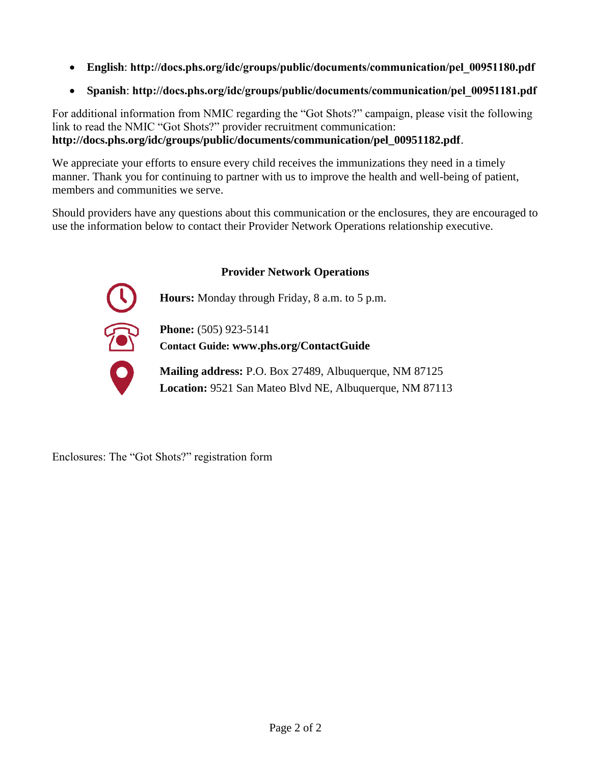- **English**: **http://docs.phs.org/idc/groups/public/documents/communication/pel_00951180.pdf**
- **Spanish**: **http://docs.phs.org/idc/groups/public/documents/communication/pel_00951181.pdf**

For additional information from NMIC regarding the "Got Shots?" campaign, please visit the following link to read the NMIC "Got Shots?" provider recruitment communication: **http://docs.phs.org/idc/groups/public/documents/communication/pel_00951182.pdf**.

We appreciate your efforts to ensure every child receives the immunizations they need in a timely manner. Thank you for continuing to partner with us to improve the health and well-being of patient, members and communities we serve.

Should providers have any questions about this communication or the enclosures, they are encouraged to use the information below to contact their Provider Network Operations relationship executive.

**Provider Network Operations**

**Hours:** Monday through Friday, 8 a.m. to 5 p.m.

**Phone:** (505) 923-5141
**Contact Guide: www.phs.org/ContactGuide**

**Mailing address:** P.O. Box 27489, Albuquerque, NM 87125
**Location:** 9521 San Mateo Blvd NE, Albuquerque, NM 87113

Enclosures: The "Got Shots?" registration form